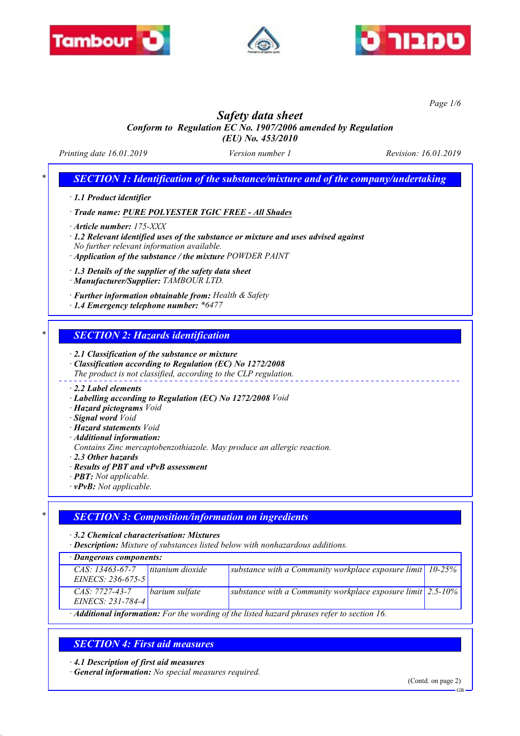# Safety data sheet

*Conform to Regulation EC No. 1907/2006 amended by Regulation (EU) No. 453/2010*

Printing date 16.01.2019 | Version number 1 | Revision: 16.01.2019

## SECTION 1: Identification of the substance/mixture and of the company/undertaking

· **1.1 Product identifier**

· **Trade name: PURE POLYESTER TGIC FREE - All Shades**

· **Article number:** 175-XXX

· **1.2 Relevant identified uses of the substance or mixture and uses advised against**
No further relevant information available.

· **Application of the substance / the mixture** POWDER PAINT

· **1.3 Details of the supplier of the safety data sheet**

· **Manufacturer/Supplier:** TAMBOUR LTD.

· **Further information obtainable from:** Health & Safety

· **1.4 Emergency telephone number:** *6477

## SECTION 2: Hazards identification

· **2.1 Classification of the substance or mixture**

· **Classification according to Regulation (EC) No 1272/2008**
The product is not classified, according to the CLP regulation.

· **2.2 Label elements**

· **Labelling according to Regulation (EC) No 1272/2008** Void

· **Hazard pictograms** Void

· **Signal word** Void

· **Hazard statements** Void

· **Additional information:**
Contains Zinc mercaptobenzothiazole. May produce an allergic reaction.

· **2.3 Other hazards**

· **Results of PBT and vPvB assessment**

· **PBT:** Not applicable.

· **vPvB:** Not applicable.

## SECTION 3: Composition/information on ingredients

· **3.2 Chemical characterisation: Mixtures**

· **Description:** Mixture of substances listed below with nonhazardous additions.

| · Dangerous components: | | | |
|---|---|---|---|
| CAS: 13463-67-7<br>EINECS: 236-675-5 | titanium dioxide | substance with a Community workplace exposure limit | 10-25% |
| CAS: 7727-43-7<br>EINECS: 231-784-4 | barium sulfate | substance with a Community workplace exposure limit | 2.5-10% |

· **Additional information:** For the wording of the listed hazard phrases refer to section 16.

## SECTION 4: First aid measures

· **4.1 Description of first aid measures**

· **General information:** No special measures required.

(Contd. on page 2)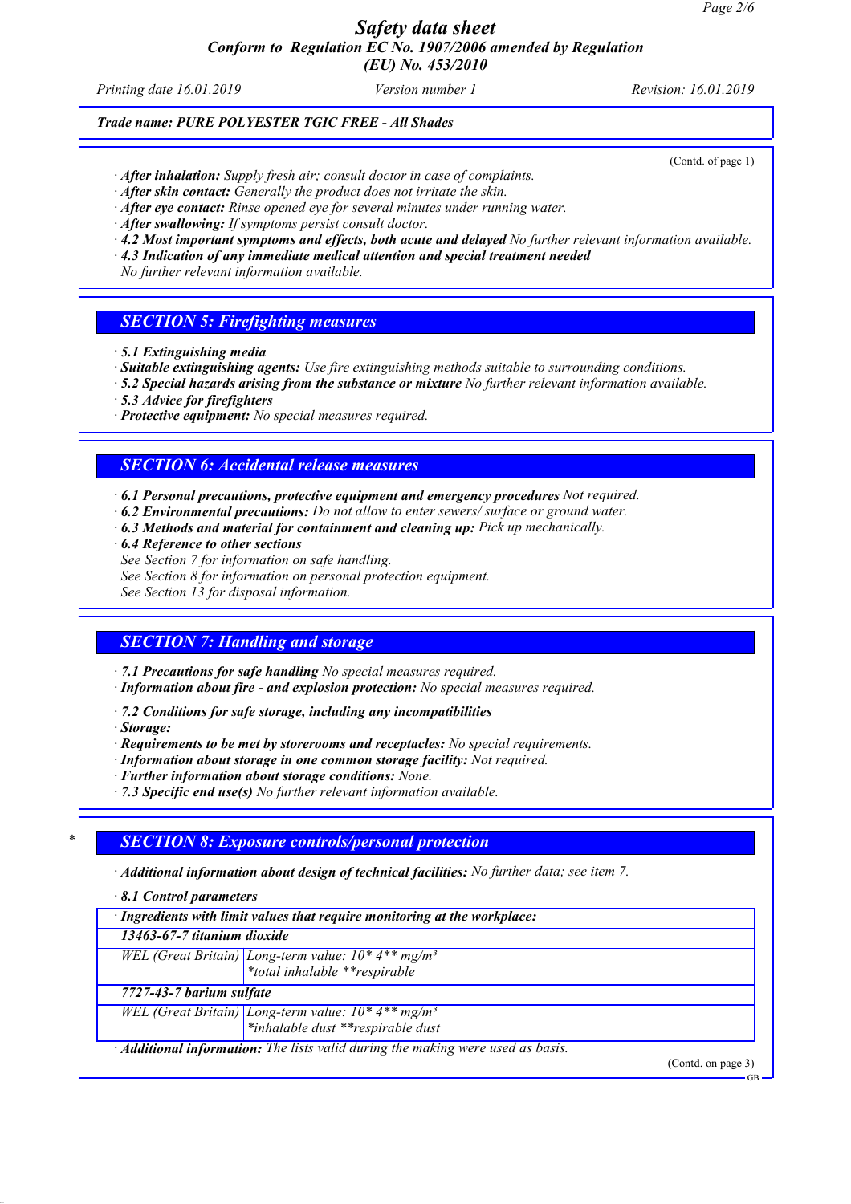**Trade name: PURE POLYESTER TGIC FREE - All Shades**

(Contd. of page 1)

· *After inhalation:* Supply fresh air; consult doctor in case of complaints.
· *After skin contact:* Generally the product does not irritate the skin.
· *After eye contact:* Rinse opened eye for several minutes under running water.
· *After swallowing:* If symptoms persist consult doctor.
· *4.2 Most important symptoms and effects, both acute and delayed* No further relevant information available.
· *4.3 Indication of any immediate medical attention and special treatment needed*
No further relevant information available.

## SECTION 5: Firefighting measures

· *5.1 Extinguishing media*
· *Suitable extinguishing agents:* Use fire extinguishing methods suitable to surrounding conditions.
· *5.2 Special hazards arising from the substance or mixture* No further relevant information available.
· *5.3 Advice for firefighters*
· *Protective equipment:* No special measures required.

## SECTION 6: Accidental release measures

· *6.1 Personal precautions, protective equipment and emergency procedures* Not required.
· *6.2 Environmental precautions:* Do not allow to enter sewers/ surface or ground water.
· *6.3 Methods and material for containment and cleaning up:* Pick up mechanically.
· *6.4 Reference to other sections*
See Section 7 for information on safe handling.
See Section 8 for information on personal protection equipment.
See Section 13 for disposal information.

## SECTION 7: Handling and storage

· *7.1 Precautions for safe handling* No special measures required.
· *Information about fire - and explosion protection:* No special measures required.

· *7.2 Conditions for safe storage, including any incompatibilities*
· *Storage:*
· *Requirements to be met by storerooms and receptacles:* No special requirements.
· *Information about storage in one common storage facility:* Not required.
· *Further information about storage conditions:* None.
· *7.3 Specific end use(s)* No further relevant information available.

## * SECTION 8: Exposure controls/personal protection

· *Additional information about design of technical facilities:* No further data; see item 7.

· *8.1 Control parameters*

| · Ingredients with limit values that require monitoring at the workplace: | |
|---|---|
| **13463-67-7 titanium dioxide** | |
| WEL (Great Britain) | Long-term value: 10* 4** mg/m³<br>*total inhalable **respirable |
| **7727-43-7 barium sulfate** | |
| WEL (Great Britain) | Long-term value: 10* 4** mg/m³<br>*inhalable dust **respirable dust |

· *Additional information:* The lists valid during the making were used as basis.

(Contd. on page 3)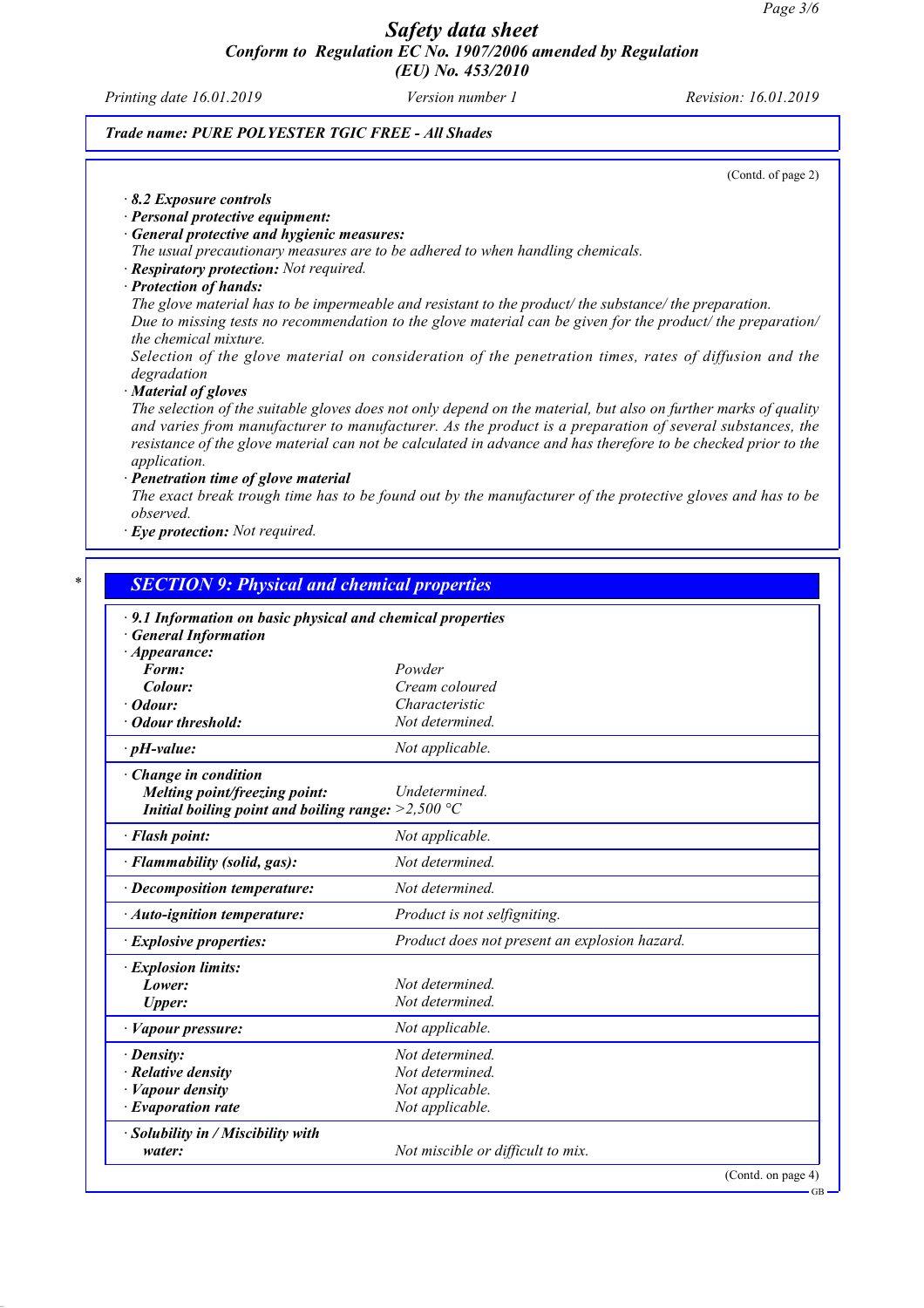**Trade name: PURE POLYESTER TGIC FREE - All Shades**

(Contd. of page 2)

- **8.2 Exposure controls**
- **Personal protective equipment:**
- **General protective and hygienic measures:**
  The usual precautionary measures are to be adhered to when handling chemicals.
- **Respiratory protection:** Not required.
- **Protection of hands:**
  The glove material has to be impermeable and resistant to the product/ the substance/ the preparation.
  Due to missing tests no recommendation to the glove material can be given for the product/ the preparation/ the chemical mixture.
  Selection of the glove material on consideration of the penetration times, rates of diffusion and the degradation
- **Material of gloves**
  The selection of the suitable gloves does not only depend on the material, but also on further marks of quality and varies from manufacturer to manufacturer. As the product is a preparation of several substances, the resistance of the glove material can not be calculated in advance and has therefore to be checked prior to the application.
- **Penetration time of glove material**
  The exact break trough time has to be found out by the manufacturer of the protective gloves and has to be observed.
- **Eye protection:** Not required.

## SECTION 9: Physical and chemical properties

| **9.1 Information on basic physical and chemical properties** | |
|---|---|
| **General Information** | |
| **Appearance:** | |
| **Form:** | Powder |
| **Colour:** | Cream coloured |
| **Odour:** | Characteristic |
| **Odour threshold:** | Not determined. |
| **pH-value:** | Not applicable. |
| **Change in condition** | |
| **Melting point/freezing point:** | Undetermined. |
| **Initial boiling point and boiling range:** | >2,500 °C |
| **Flash point:** | Not applicable. |
| **Flammability (solid, gas):** | Not determined. |
| **Decomposition temperature:** | Not determined. |
| **Auto-ignition temperature:** | Product is not selfigniting. |
| **Explosive properties:** | Product does not present an explosion hazard. |
| **Explosion limits:** | |
| **Lower:** | Not determined. |
| **Upper:** | Not determined. |
| **Vapour pressure:** | Not applicable. |
| **Density:** | Not determined. |
| **Relative density** | Not determined. |
| **Vapour density** | Not applicable. |
| **Evaporation rate** | Not applicable. |
| **Solubility in / Miscibility with water:** | Not miscible or difficult to mix. |

(Contd. on page 4)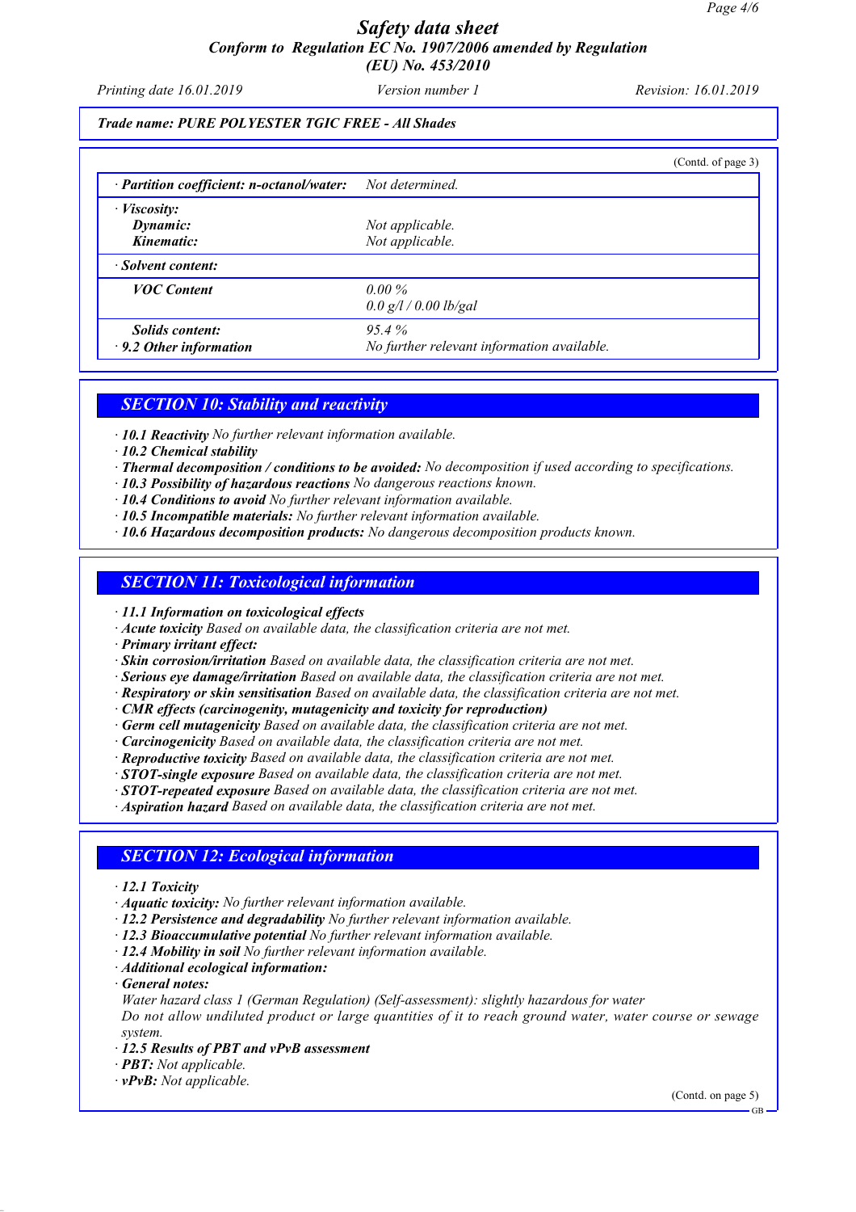Trade name: PURE POLYESTER TGIC FREE - All Shades

(Contd. of page 3)

| | |
|---|---|
| · **Partition coefficient: n-octanol/water:** | Not determined. |
| · **Viscosity:** | |
| **Dynamic:** | Not applicable. |
| **Kinematic:** | Not applicable. |
| · **Solvent content:** | |
| **VOC Content** | 0.00 %<br>0.0 g/l / 0.00 lb/gal |
| **Solids content:** | 95.4 % |
| · **9.2 Other information** | No further relevant information available. |

## SECTION 10: Stability and reactivity

· **10.1 Reactivity** No further relevant information available.
· **10.2 Chemical stability**
· **Thermal decomposition / conditions to be avoided:** No decomposition if used according to specifications.
· **10.3 Possibility of hazardous reactions** No dangerous reactions known.
· **10.4 Conditions to avoid** No further relevant information available.
· **10.5 Incompatible materials:** No further relevant information available.
· **10.6 Hazardous decomposition products:** No dangerous decomposition products known.

## SECTION 11: Toxicological information

· **11.1 Information on toxicological effects**
· **Acute toxicity** Based on available data, the classification criteria are not met.
· **Primary irritant effect:**
· **Skin corrosion/irritation** Based on available data, the classification criteria are not met.
· **Serious eye damage/irritation** Based on available data, the classification criteria are not met.
· **Respiratory or skin sensitisation** Based on available data, the classification criteria are not met.
· **CMR effects (carcinogenity, mutagenicity and toxicity for reproduction)**
· **Germ cell mutagenicity** Based on available data, the classification criteria are not met.
· **Carcinogenicity** Based on available data, the classification criteria are not met.
· **Reproductive toxicity** Based on available data, the classification criteria are not met.
· **STOT-single exposure** Based on available data, the classification criteria are not met.
· **STOT-repeated exposure** Based on available data, the classification criteria are not met.
· **Aspiration hazard** Based on available data, the classification criteria are not met.

## SECTION 12: Ecological information

· **12.1 Toxicity**
· **Aquatic toxicity:** No further relevant information available.
· **12.2 Persistence and degradability** No further relevant information available.
· **12.3 Bioaccumulative potential** No further relevant information available.
· **12.4 Mobility in soil** No further relevant information available.
· **Additional ecological information:**
· **General notes:**
Water hazard class 1 (German Regulation) (Self-assessment): slightly hazardous for water
Do not allow undiluted product or large quantities of it to reach ground water, water course or sewage system.
· **12.5 Results of PBT and vPvB assessment**
· **PBT:** Not applicable.
· **vPvB:** Not applicable.

(Contd. on page 5)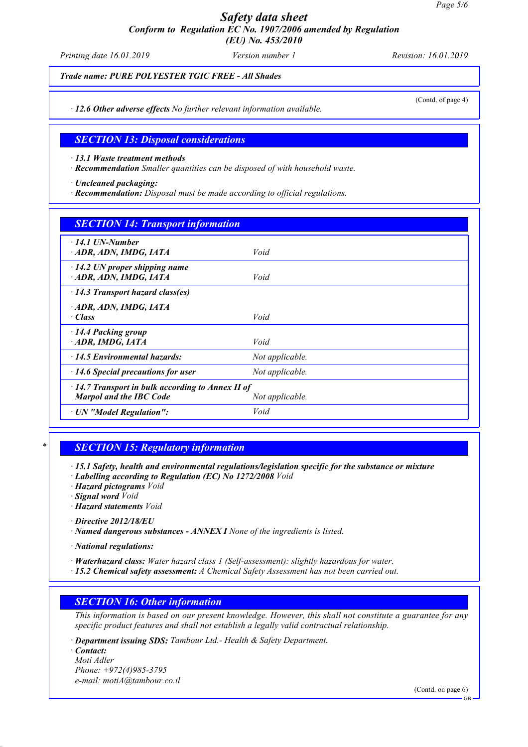(Contd. of page 4)

· **12.6 Other adverse effects** *No further relevant information available.*

## SECTION 13: Disposal considerations

· **13.1 Waste treatment methods**
· **Recommendation** *Smaller quantities can be disposed of with household waste.*

· **Uncleaned packaging:**
· **Recommendation:** *Disposal must be made according to official regulations.*

## SECTION 14: Transport information

| | |
|---|---|
| · **14.1 UN-Number**<br>· **ADR, ADN, IMDG, IATA** | *Void* |
| · **14.2 UN proper shipping name**<br>· **ADR, ADN, IMDG, IATA** | *Void* |
| · **14.3 Transport hazard class(es)**<br>· **ADR, ADN, IMDG, IATA**<br>· **Class** | *Void* |
| · **14.4 Packing group**<br>· **ADR, IMDG, IATA** | *Void* |
| · **14.5 Environmental hazards:** | *Not applicable.* |
| · **14.6 Special precautions for user** | *Not applicable.* |
| · **14.7 Transport in bulk according to Annex II of Marpol and the IBC Code** | *Not applicable.* |
| · **UN "Model Regulation":** | *Void* |

## SECTION 15: Regulatory information

· **15.1 Safety, health and environmental regulations/legislation specific for the substance or mixture**
· **Labelling according to Regulation (EC) No 1272/2008** *Void*
· **Hazard pictograms** *Void*
· **Signal word** *Void*
· **Hazard statements** *Void*

· **Directive 2012/18/EU**
· **Named dangerous substances - ANNEX I** *None of the ingredients is listed.*

· **National regulations:**

· **Waterhazard class:** *Water hazard class 1 (Self-assessment): slightly hazardous for water.*
· **15.2 Chemical safety assessment:** *A Chemical Safety Assessment has not been carried out.*

## SECTION 16: Other information

*This information is based on our present knowledge. However, this shall not constitute a guarantee for any specific product features and shall not establish a legally valid contractual relationship.*

· **Department issuing SDS:** *Tambour Ltd.- Health & Safety Department.*
· **Contact:**
*Moti Adler*
*Phone: +972(4)985-3795*
*e-mail: motiA@tambour.co.il*

(Contd. on page 6)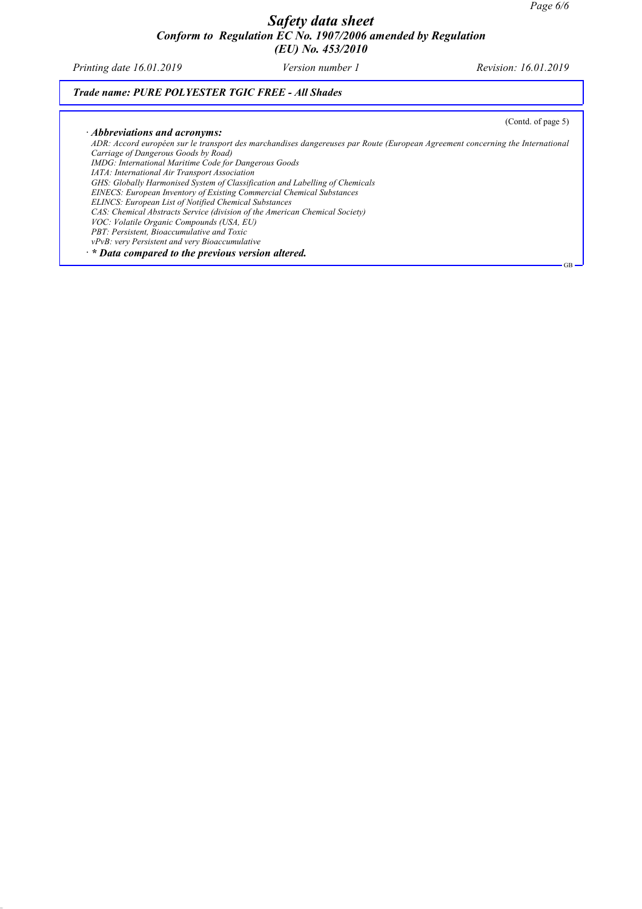(Contd. of page 5)

· ***Abbreviations and acronyms:***

*ADR: Accord européen sur le transport des marchandises dangereuses par Route (European Agreement concerning the International Carriage of Dangerous Goods by Road)*
*IMDG: International Maritime Code for Dangerous Goods*
*IATA: International Air Transport Association*
*GHS: Globally Harmonised System of Classification and Labelling of Chemicals*
*EINECS: European Inventory of Existing Commercial Chemical Substances*
*ELINCS: European List of Notified Chemical Substances*
*CAS: Chemical Abstracts Service (division of the American Chemical Society)*
*VOC: Volatile Organic Compounds (USA, EU)*
*PBT: Persistent, Bioaccumulative and Toxic*
*vPvB: very Persistent and very Bioaccumulative*

· ***\* Data compared to the previous version altered.***

GB